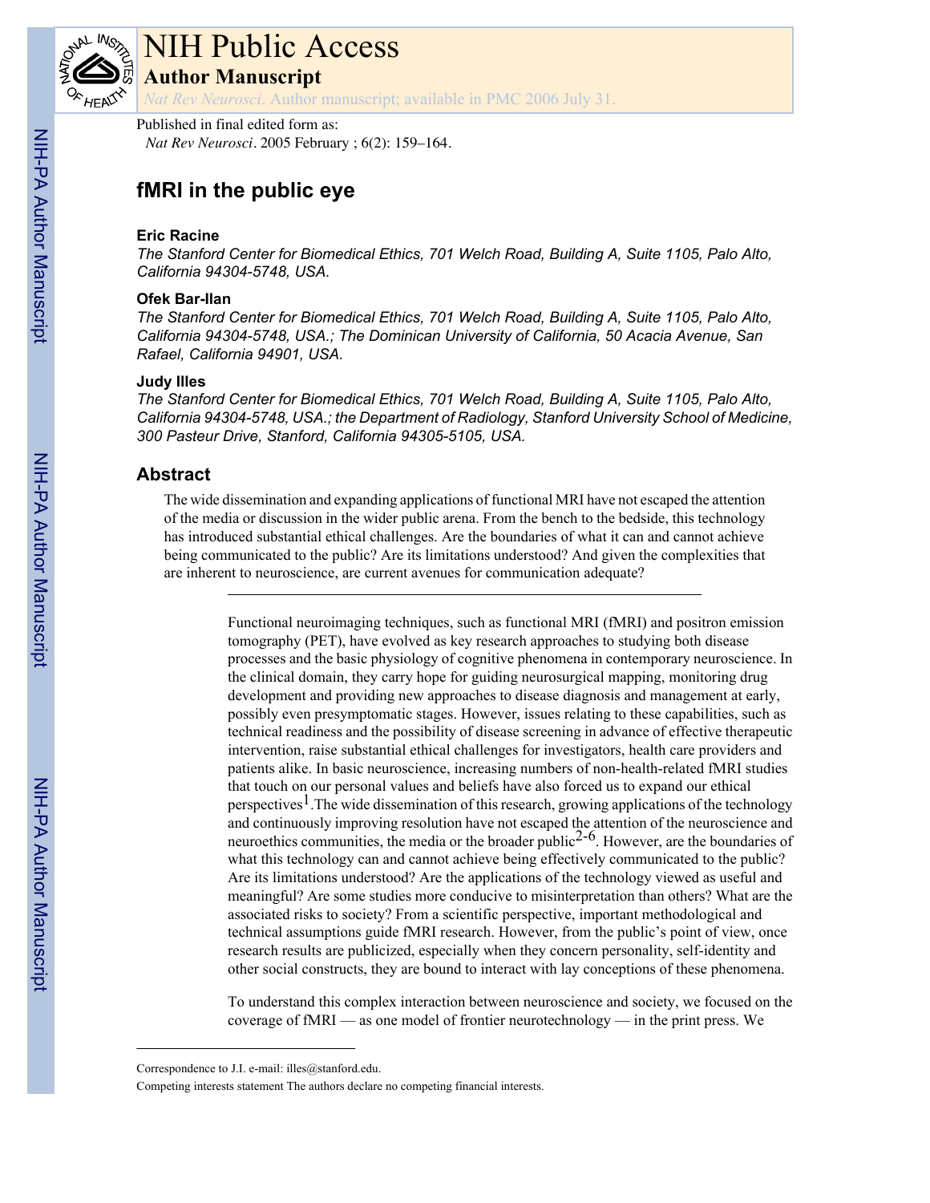# NIH Public Access

## Author Manuscript

*Nat Rev Neurosci*. Author manuscript; available in PMC 2006 July 31.

Published in final edited form as:
*Nat Rev Neurosci*. 2005 February ; 6(2): 159–164.

# fMRI in the public eye

### Eric Racine

*The Stanford Center for Biomedical Ethics, 701 Welch Road, Building A, Suite 1105, Palo Alto, California 94304-5748, USA.*

### Ofek Bar-Ilan

*The Stanford Center for Biomedical Ethics, 701 Welch Road, Building A, Suite 1105, Palo Alto, California 94304-5748, USA.; The Dominican University of California, 50 Acacia Avenue, San Rafael, California 94901, USA.*

### Judy Illes

*The Stanford Center for Biomedical Ethics, 701 Welch Road, Building A, Suite 1105, Palo Alto, California 94304-5748, USA.; the Department of Radiology, Stanford University School of Medicine, 300 Pasteur Drive, Stanford, California 94305-5105, USA.*

## Abstract

The wide dissemination and expanding applications of functional MRI have not escaped the attention of the media or discussion in the wider public arena. From the bench to the bedside, this technology has introduced substantial ethical challenges. Are the boundaries of what it can and cannot achieve being communicated to the public? Are its limitations understood? And given the complexities that are inherent to neuroscience, are current avenues for communication adequate?

---

Functional neuroimaging techniques, such as functional MRI (fMRI) and positron emission tomography (PET), have evolved as key research approaches to studying both disease processes and the basic physiology of cognitive phenomena in contemporary neuroscience. In the clinical domain, they carry hope for guiding neurosurgical mapping, monitoring drug development and providing new approaches to disease diagnosis and management at early, possibly even presymptomatic stages. However, issues relating to these capabilities, such as technical readiness and the possibility of disease screening in advance of effective therapeutic intervention, raise substantial ethical challenges for investigators, health care providers and patients alike. In basic neuroscience, increasing numbers of non-health-related fMRI studies that touch on our personal values and beliefs have also forced us to expand our ethical perspectives[1].The wide dissemination of this research, growing applications of the technology and continuously improving resolution have not escaped the attention of the neuroscience and neuroethics communities, the media or the broader public[2-6]. However, are the boundaries of what this technology can and cannot achieve being effectively communicated to the public? Are its limitations understood? Are the applications of the technology viewed as useful and meaningful? Are some studies more conducive to misinterpretation than others? What are the associated risks to society? From a scientific perspective, important methodological and technical assumptions guide fMRI research. However, from the public's point of view, once research results are publicized, especially when they concern personality, self-identity and other social constructs, they are bound to interact with lay conceptions of these phenomena.

To understand this complex interaction between neuroscience and society, we focused on the coverage of fMRI — as one model of frontier neurotechnology — in the print press. We

---

Correspondence to J.I. e-mail: illes@stanford.edu.

Competing interests statement The authors declare no competing financial interests.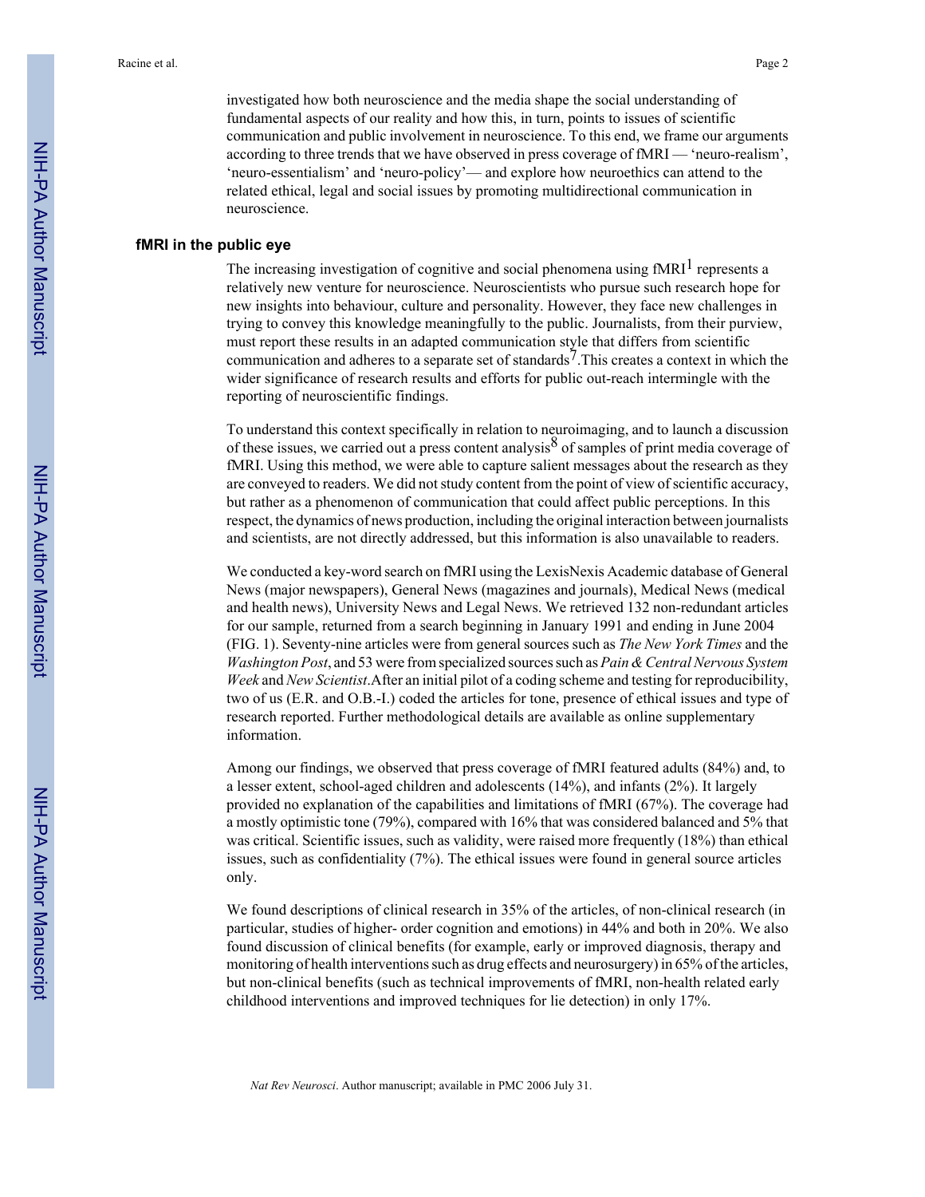investigated how both neuroscience and the media shape the social understanding of fundamental aspects of our reality and how this, in turn, points to issues of scientific communication and public involvement in neuroscience. To this end, we frame our arguments according to three trends that we have observed in press coverage of fMRI — 'neuro-realism', 'neuro-essentialism' and 'neuro-policy'— and explore how neuroethics can attend to the related ethical, legal and social issues by promoting multidirectional communication in neuroscience.

## fMRI in the public eye

The increasing investigation of cognitive and social phenomena using fMRI[1] represents a relatively new venture for neuroscience. Neuroscientists who pursue such research hope for new insights into behaviour, culture and personality. However, they face new challenges in trying to convey this knowledge meaningfully to the public. Journalists, from their purview, must report these results in an adapted communication style that differs from scientific communication and adheres to a separate set of standards[7].This creates a context in which the wider significance of research results and efforts for public out-reach intermingle with the reporting of neuroscientific findings.

To understand this context specifically in relation to neuroimaging, and to launch a discussion of these issues, we carried out a press content analysis[8] of samples of print media coverage of fMRI. Using this method, we were able to capture salient messages about the research as they are conveyed to readers. We did not study content from the point of view of scientific accuracy, but rather as a phenomenon of communication that could affect public perceptions. In this respect, the dynamics of news production, including the original interaction between journalists and scientists, are not directly addressed, but this information is also unavailable to readers.

We conducted a key-word search on fMRI using the LexisNexis Academic database of General News (major newspapers), General News (magazines and journals), Medical News (medical and health news), University News and Legal News. We retrieved 132 non-redundant articles for our sample, returned from a search beginning in January 1991 and ending in June 2004 (FIG. 1). Seventy-nine articles were from general sources such as *The New York Times* and the *Washington Post*, and 53 were from specialized sources such as *Pain & Central Nervous System Week* and *New Scientist*.After an initial pilot of a coding scheme and testing for reproducibility, two of us (E.R. and O.B.-I.) coded the articles for tone, presence of ethical issues and type of research reported. Further methodological details are available as online supplementary information.

Among our findings, we observed that press coverage of fMRI featured adults (84%) and, to a lesser extent, school-aged children and adolescents (14%), and infants (2%). It largely provided no explanation of the capabilities and limitations of fMRI (67%). The coverage had a mostly optimistic tone (79%), compared with 16% that was considered balanced and 5% that was critical. Scientific issues, such as validity, were raised more frequently (18%) than ethical issues, such as confidentiality (7%). The ethical issues were found in general source articles only.

We found descriptions of clinical research in 35% of the articles, of non-clinical research (in particular, studies of higher- order cognition and emotions) in 44% and both in 20%. We also found discussion of clinical benefits (for example, early or improved diagnosis, therapy and monitoring of health interventions such as drug effects and neurosurgery) in 65% of the articles, but non-clinical benefits (such as technical improvements of fMRI, non-health related early childhood interventions and improved techniques for lie detection) in only 17%.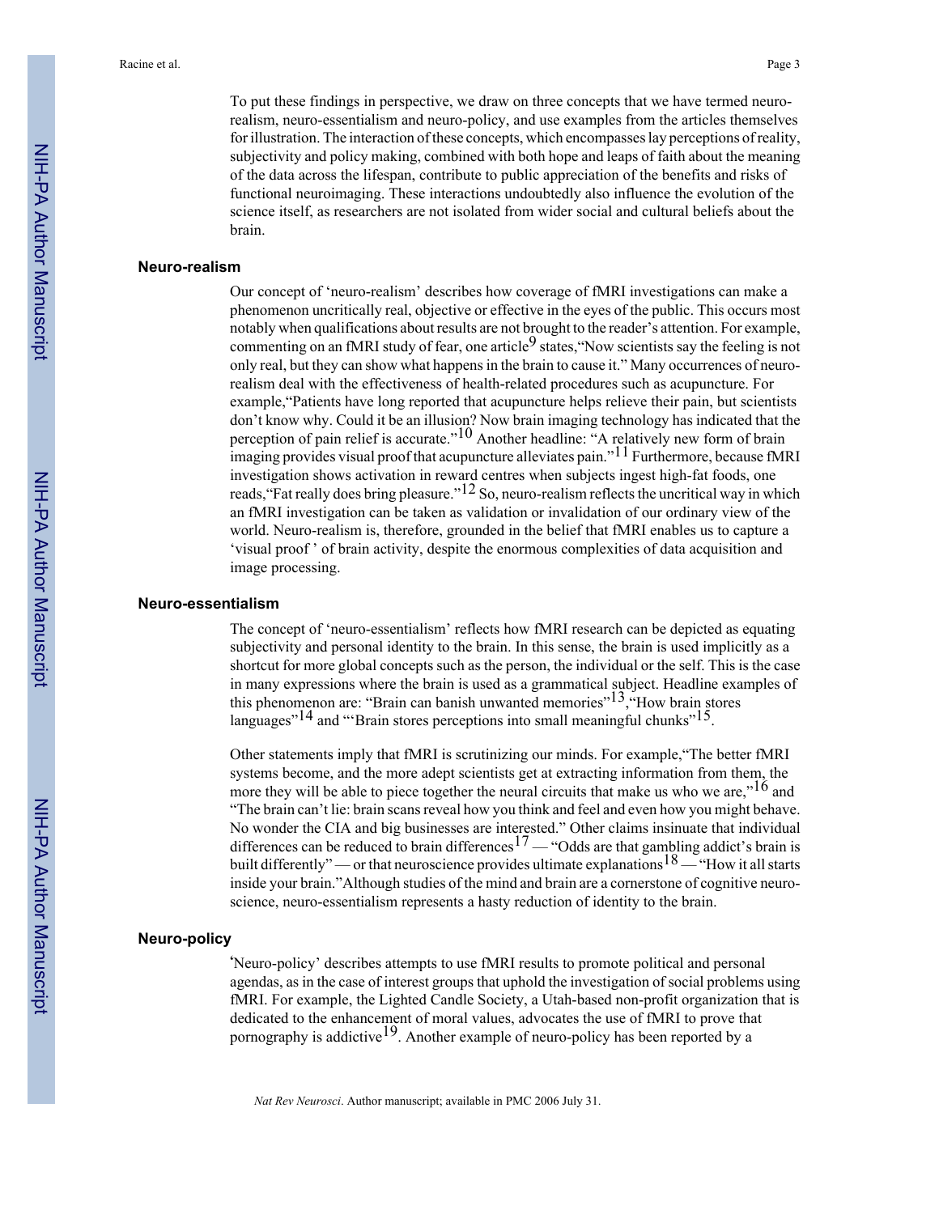To put these findings in perspective, we draw on three concepts that we have termed neuro-realism, neuro-essentialism and neuro-policy, and use examples from the articles themselves for illustration. The interaction of these concepts, which encompasses lay perceptions of reality, subjectivity and policy making, combined with both hope and leaps of faith about the meaning of the data across the lifespan, contribute to public appreciation of the benefits and risks of functional neuroimaging. These interactions undoubtedly also influence the evolution of the science itself, as researchers are not isolated from wider social and cultural beliefs about the brain.

## Neuro-realism

Our concept of 'neuro-realism' describes how coverage of fMRI investigations can make a phenomenon uncritically real, objective or effective in the eyes of the public. This occurs most notably when qualifications about results are not brought to the reader's attention. For example, commenting on an fMRI study of fear, one article[9] states,"Now scientists say the feeling is not only real, but they can show what happens in the brain to cause it." Many occurrences of neuro-realism deal with the effectiveness of health-related procedures such as acupuncture. For example,"Patients have long reported that acupuncture helps relieve their pain, but scientists don't know why. Could it be an illusion? Now brain imaging technology has indicated that the perception of pain relief is accurate."[10] Another headline: "A relatively new form of brain imaging provides visual proof that acupuncture alleviates pain."[11] Furthermore, because fMRI investigation shows activation in reward centres when subjects ingest high-fat foods, one reads,"Fat really does bring pleasure."[12] So, neuro-realism reflects the uncritical way in which an fMRI investigation can be taken as validation or invalidation of our ordinary view of the world. Neuro-realism is, therefore, grounded in the belief that fMRI enables us to capture a 'visual proof ' of brain activity, despite the enormous complexities of data acquisition and image processing.

## Neuro-essentialism

The concept of 'neuro-essentialism' reflects how fMRI research can be depicted as equating subjectivity and personal identity to the brain. In this sense, the brain is used implicitly as a shortcut for more global concepts such as the person, the individual or the self. This is the case in many expressions where the brain is used as a grammatical subject. Headline examples of this phenomenon are: "Brain can banish unwanted memories"[13],"How brain stores languages"[14] and "'Brain stores perceptions into small meaningful chunks"[15].

Other statements imply that fMRI is scrutinizing our minds. For example,"The better fMRI systems become, and the more adept scientists get at extracting information from them, the more they will be able to piece together the neural circuits that make us who we are,"[16] and "The brain can't lie: brain scans reveal how you think and feel and even how you might behave. No wonder the CIA and big businesses are interested." Other claims insinuate that individual differences can be reduced to brain differences[17] — "Odds are that gambling addict's brain is built differently" — or that neuroscience provides ultimate explanations[18] — "How it all starts inside your brain."Although studies of the mind and brain are a cornerstone of cognitive neuroscience, neuro-essentialism represents a hasty reduction of identity to the brain.

## Neuro-policy

'Neuro-policy' describes attempts to use fMRI results to promote political and personal agendas, as in the case of interest groups that uphold the investigation of social problems using fMRI. For example, the Lighted Candle Society, a Utah-based non-profit organization that is dedicated to the enhancement of moral values, advocates the use of fMRI to prove that pornography is addictive[19]. Another example of neuro-policy has been reported by a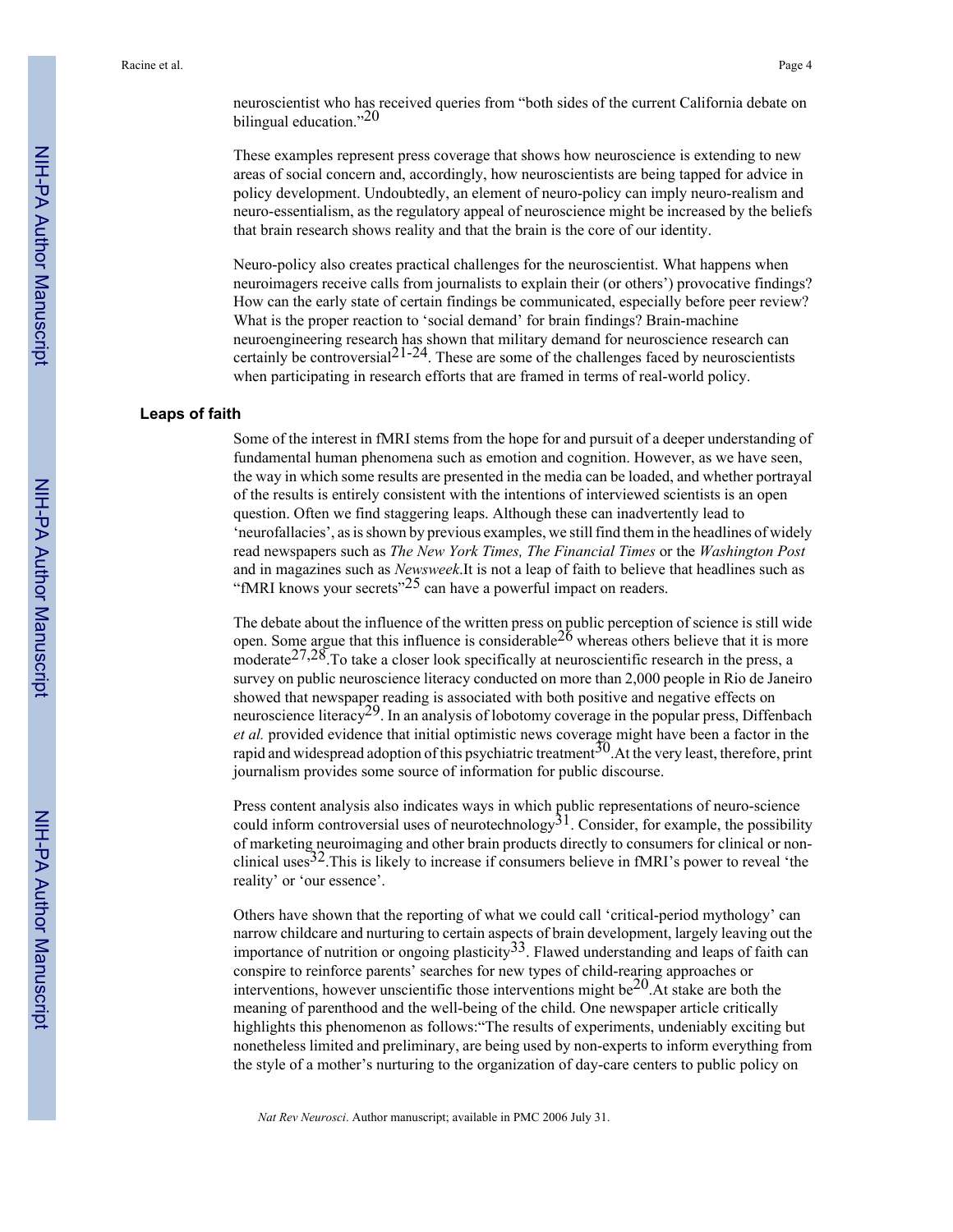neuroscientist who has received queries from "both sides of the current California debate on bilingual education."[20]

These examples represent press coverage that shows how neuroscience is extending to new areas of social concern and, accordingly, how neuroscientists are being tapped for advice in policy development. Undoubtedly, an element of neuro-policy can imply neuro-realism and neuro-essentialism, as the regulatory appeal of neuroscience might be increased by the beliefs that brain research shows reality and that the brain is the core of our identity.

Neuro-policy also creates practical challenges for the neuroscientist. What happens when neuroimagers receive calls from journalists to explain their (or others') provocative findings? How can the early state of certain findings be communicated, especially before peer review? What is the proper reaction to 'social demand' for brain findings? Brain-machine neuroengineering research has shown that military demand for neuroscience research can certainly be controversial[21-24]. These are some of the challenges faced by neuroscientists when participating in research efforts that are framed in terms of real-world policy.

## Leaps of faith

Some of the interest in fMRI stems from the hope for and pursuit of a deeper understanding of fundamental human phenomena such as emotion and cognition. However, as we have seen, the way in which some results are presented in the media can be loaded, and whether portrayal of the results is entirely consistent with the intentions of interviewed scientists is an open question. Often we find staggering leaps. Although these can inadvertently lead to 'neurofallacies', as is shown by previous examples, we still find them in the headlines of widely read newspapers such as *The New York Times, The Financial Times* or the *Washington Post* and in magazines such as *Newsweek*.It is not a leap of faith to believe that headlines such as "fMRI knows your secrets"[25] can have a powerful impact on readers.

The debate about the influence of the written press on public perception of science is still wide open. Some argue that this influence is considerable[26] whereas others believe that it is more moderate[27,28].To take a closer look specifically at neuroscientific research in the press, a survey on public neuroscience literacy conducted on more than 2,000 people in Rio de Janeiro showed that newspaper reading is associated with both positive and negative effects on neuroscience literacy[29]. In an analysis of lobotomy coverage in the popular press, Diffenbach *et al.* provided evidence that initial optimistic news coverage might have been a factor in the rapid and widespread adoption of this psychiatric treatment[30].At the very least, therefore, print journalism provides some source of information for public discourse.

Press content analysis also indicates ways in which public representations of neuro-science could inform controversial uses of neurotechnology[31]. Consider, for example, the possibility of marketing neuroimaging and other brain products directly to consumers for clinical or non-clinical uses[32].This is likely to increase if consumers believe in fMRI's power to reveal 'the reality' or 'our essence'.

Others have shown that the reporting of what we could call 'critical-period mythology' can narrow childcare and nurturing to certain aspects of brain development, largely leaving out the importance of nutrition or ongoing plasticity[33]. Flawed understanding and leaps of faith can conspire to reinforce parents' searches for new types of child-rearing approaches or interventions, however unscientific those interventions might be[20].At stake are both the meaning of parenthood and the well-being of the child. One newspaper article critically highlights this phenomenon as follows:"The results of experiments, undeniably exciting but nonetheless limited and preliminary, are being used by non-experts to inform everything from the style of a mother's nurturing to the organization of day-care centers to public policy on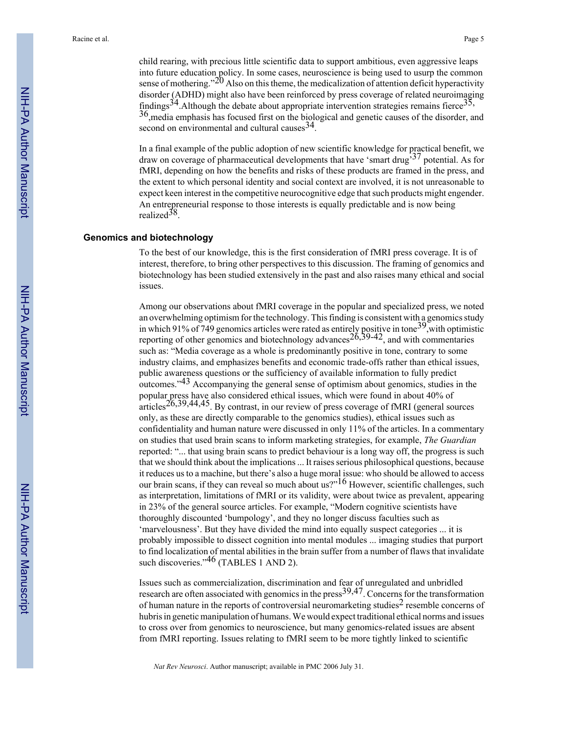child rearing, with precious little scientific data to support ambitious, even aggressive leaps into future education policy. In some cases, neuroscience is being used to usurp the common sense of mothering."[20] Also on this theme, the medicalization of attention deficit hyperactivity disorder (ADHD) might also have been reinforced by press coverage of related neuroimaging findings[34].Although the debate about appropriate intervention strategies remains fierce[35,36],media emphasis has focused first on the biological and genetic causes of the disorder, and second on environmental and cultural causes[34].

In a final example of the public adoption of new scientific knowledge for practical benefit, we draw on coverage of pharmaceutical developments that have 'smart drug'[37] potential. As for fMRI, depending on how the benefits and risks of these products are framed in the press, and the extent to which personal identity and social context are involved, it is not unreasonable to expect keen interest in the competitive neurocognitive edge that such products might engender. An entrepreneurial response to those interests is equally predictable and is now being realized[38].

## Genomics and biotechnology

To the best of our knowledge, this is the first consideration of fMRI press coverage. It is of interest, therefore, to bring other perspectives to this discussion. The framing of genomics and biotechnology has been studied extensively in the past and also raises many ethical and social issues.

Among our observations about fMRI coverage in the popular and specialized press, we noted an overwhelming optimism for the technology. This finding is consistent with a genomics study in which 91% of 749 genomics articles were rated as entirely positive in tone[39],with optimistic reporting of other genomics and biotechnology advances[26,39-42], and with commentaries such as: "Media coverage as a whole is predominantly positive in tone, contrary to some industry claims, and emphasizes benefits and economic trade-offs rather than ethical issues, public awareness questions or the sufficiency of available information to fully predict outcomes."[43] Accompanying the general sense of optimism about genomics, studies in the popular press have also considered ethical issues, which were found in about 40% of articles[26,39,44,45]. By contrast, in our review of press coverage of fMRI (general sources only, as these are directly comparable to the genomics studies), ethical issues such as confidentiality and human nature were discussed in only 11% of the articles. In a commentary on studies that used brain scans to inform marketing strategies, for example, *The Guardian* reported: "... that using brain scans to predict behaviour is a long way off, the progress is such that we should think about the implications ... It raises serious philosophical questions, because it reduces us to a machine, but there's also a huge moral issue: who should be allowed to access our brain scans, if they can reveal so much about us?"[16] However, scientific challenges, such as interpretation, limitations of fMRI or its validity, were about twice as prevalent, appearing in 23% of the general source articles. For example, "Modern cognitive scientists have thoroughly discounted 'bumpology', and they no longer discuss faculties such as 'marvelousness'. But they have divided the mind into equally suspect categories ... it is probably impossible to dissect cognition into mental modules ... imaging studies that purport to find localization of mental abilities in the brain suffer from a number of flaws that invalidate such discoveries."[46] (TABLES 1 AND 2).

Issues such as commercialization, discrimination and fear of unregulated and unbridled research are often associated with genomics in the press[39,47]. Concerns for the transformation of human nature in the reports of controversial neuromarketing studies[2] resemble concerns of hubris in genetic manipulation of humans. We would expect traditional ethical norms and issues to cross over from genomics to neuroscience, but many genomics-related issues are absent from fMRI reporting. Issues relating to fMRI seem to be more tightly linked to scientific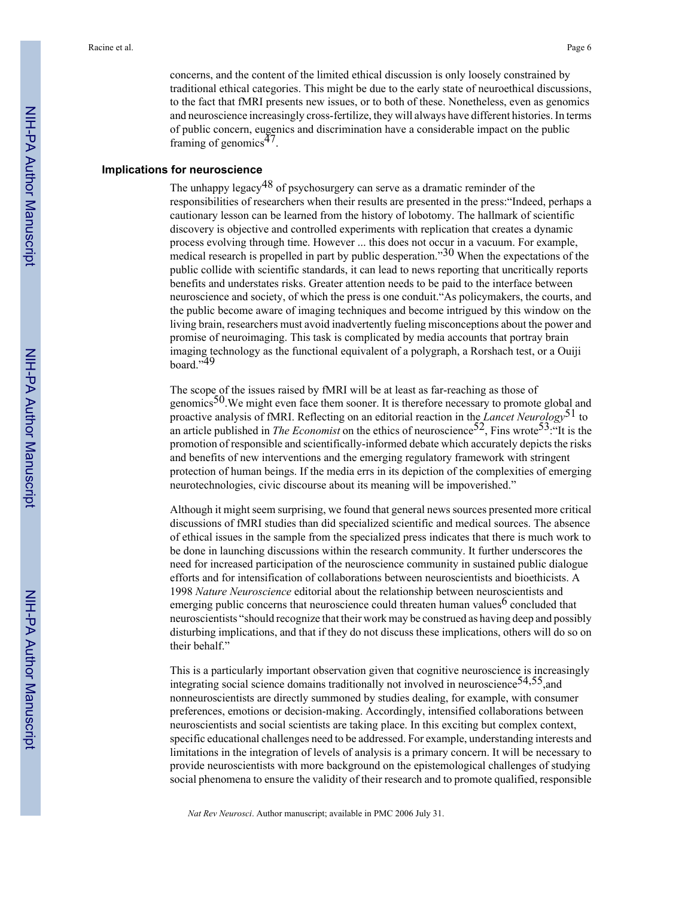concerns, and the content of the limited ethical discussion is only loosely constrained by traditional ethical categories. This might be due to the early state of neuroethical discussions, to the fact that fMRI presents new issues, or to both of these. Nonetheless, even as genomics and neuroscience increasingly cross-fertilize, they will always have different histories. In terms of public concern, eugenics and discrimination have a considerable impact on the public framing of genomics[47].

## Implications for neuroscience

The unhappy legacy[48] of psychosurgery can serve as a dramatic reminder of the responsibilities of researchers when their results are presented in the press:"Indeed, perhaps a cautionary lesson can be learned from the history of lobotomy. The hallmark of scientific discovery is objective and controlled experiments with replication that creates a dynamic process evolving through time. However ... this does not occur in a vacuum. For example, medical research is propelled in part by public desperation."[30] When the expectations of the public collide with scientific standards, it can lead to news reporting that uncritically reports benefits and understates risks. Greater attention needs to be paid to the interface between neuroscience and society, of which the press is one conduit."As policymakers, the courts, and the public become aware of imaging techniques and become intrigued by this window on the living brain, researchers must avoid inadvertently fueling misconceptions about the power and promise of neuroimaging. This task is complicated by media accounts that portray brain imaging technology as the functional equivalent of a polygraph, a Rorshach test, or a Ouiji board."[49]

The scope of the issues raised by fMRI will be at least as far-reaching as those of genomics[50].We might even face them sooner. It is therefore necessary to promote global and proactive analysis of fMRI. Reflecting on an editorial reaction in the *Lancet Neurology*[51] to an article published in *The Economist* on the ethics of neuroscience[52], Fins wrote[53]:"It is the promotion of responsible and scientifically-informed debate which accurately depicts the risks and benefits of new interventions and the emerging regulatory framework with stringent protection of human beings. If the media errs in its depiction of the complexities of emerging neurotechnologies, civic discourse about its meaning will be impoverished."

Although it might seem surprising, we found that general news sources presented more critical discussions of fMRI studies than did specialized scientific and medical sources. The absence of ethical issues in the sample from the specialized press indicates that there is much work to be done in launching discussions within the research community. It further underscores the need for increased participation of the neuroscience community in sustained public dialogue efforts and for intensification of collaborations between neuroscientists and bioethicists. A 1998 *Nature Neuroscience* editorial about the relationship between neuroscientists and emerging public concerns that neuroscience could threaten human values[6] concluded that neuroscientists "should recognize that their work may be construed as having deep and possibly disturbing implications, and that if they do not discuss these implications, others will do so on their behalf."

This is a particularly important observation given that cognitive neuroscience is increasingly integrating social science domains traditionally not involved in neuroscience[54,55],and nonneuroscientists are directly summoned by studies dealing, for example, with consumer preferences, emotions or decision-making. Accordingly, intensified collaborations between neuroscientists and social scientists are taking place. In this exciting but complex context, specific educational challenges need to be addressed. For example, understanding interests and limitations in the integration of levels of analysis is a primary concern. It will be necessary to provide neuroscientists with more background on the epistemological challenges of studying social phenomena to ensure the validity of their research and to promote qualified, responsible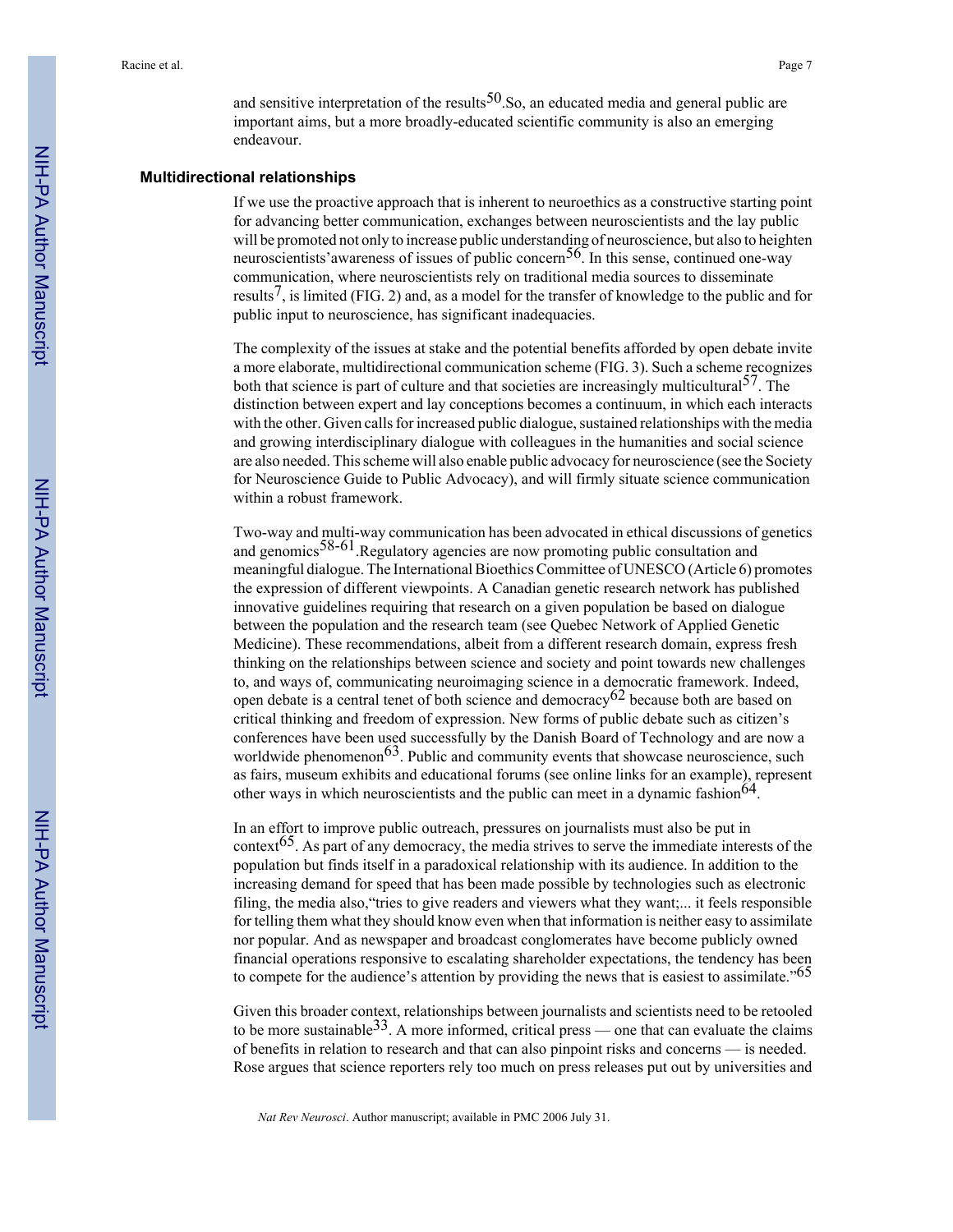and sensitive interpretation of the results[50].So, an educated media and general public are important aims, but a more broadly-educated scientific community is also an emerging endeavour.

### Multidirectional relationships

If we use the proactive approach that is inherent to neuroethics as a constructive starting point for advancing better communication, exchanges between neuroscientists and the lay public will be promoted not only to increase public understanding of neuroscience, but also to heighten neuroscientists'awareness of issues of public concern[56]. In this sense, continued one-way communication, where neuroscientists rely on traditional media sources to disseminate results[7], is limited (FIG. 2) and, as a model for the transfer of knowledge to the public and for public input to neuroscience, has significant inadequacies.

The complexity of the issues at stake and the potential benefits afforded by open debate invite a more elaborate, multidirectional communication scheme (FIG. 3). Such a scheme recognizes both that science is part of culture and that societies are increasingly multicultural[57]. The distinction between expert and lay conceptions becomes a continuum, in which each interacts with the other. Given calls for increased public dialogue, sustained relationships with the media and growing interdisciplinary dialogue with colleagues in the humanities and social science are also needed. This scheme will also enable public advocacy for neuroscience (see the Society for Neuroscience Guide to Public Advocacy), and will firmly situate science communication within a robust framework.

Two-way and multi-way communication has been advocated in ethical discussions of genetics and genomics[58-61].Regulatory agencies are now promoting public consultation and meaningful dialogue. The International Bioethics Committee of UNESCO (Article 6) promotes the expression of different viewpoints. A Canadian genetic research network has published innovative guidelines requiring that research on a given population be based on dialogue between the population and the research team (see Quebec Network of Applied Genetic Medicine). These recommendations, albeit from a different research domain, express fresh thinking on the relationships between science and society and point towards new challenges to, and ways of, communicating neuroimaging science in a democratic framework. Indeed, open debate is a central tenet of both science and democracy[62] because both are based on critical thinking and freedom of expression. New forms of public debate such as citizen's conferences have been used successfully by the Danish Board of Technology and are now a worldwide phenomenon[63]. Public and community events that showcase neuroscience, such as fairs, museum exhibits and educational forums (see online links for an example), represent other ways in which neuroscientists and the public can meet in a dynamic fashion[64].

In an effort to improve public outreach, pressures on journalists must also be put in context[65]. As part of any democracy, the media strives to serve the immediate interests of the population but finds itself in a paradoxical relationship with its audience. In addition to the increasing demand for speed that has been made possible by technologies such as electronic filing, the media also,"tries to give readers and viewers what they want;... it feels responsible for telling them what they should know even when that information is neither easy to assimilate nor popular. And as newspaper and broadcast conglomerates have become publicly owned financial operations responsive to escalating shareholder expectations, the tendency has been to compete for the audience's attention by providing the news that is easiest to assimilate."[65]

Given this broader context, relationships between journalists and scientists need to be retooled to be more sustainable[33]. A more informed, critical press — one that can evaluate the claims of benefits in relation to research and that can also pinpoint risks and concerns — is needed. Rose argues that science reporters rely too much on press releases put out by universities and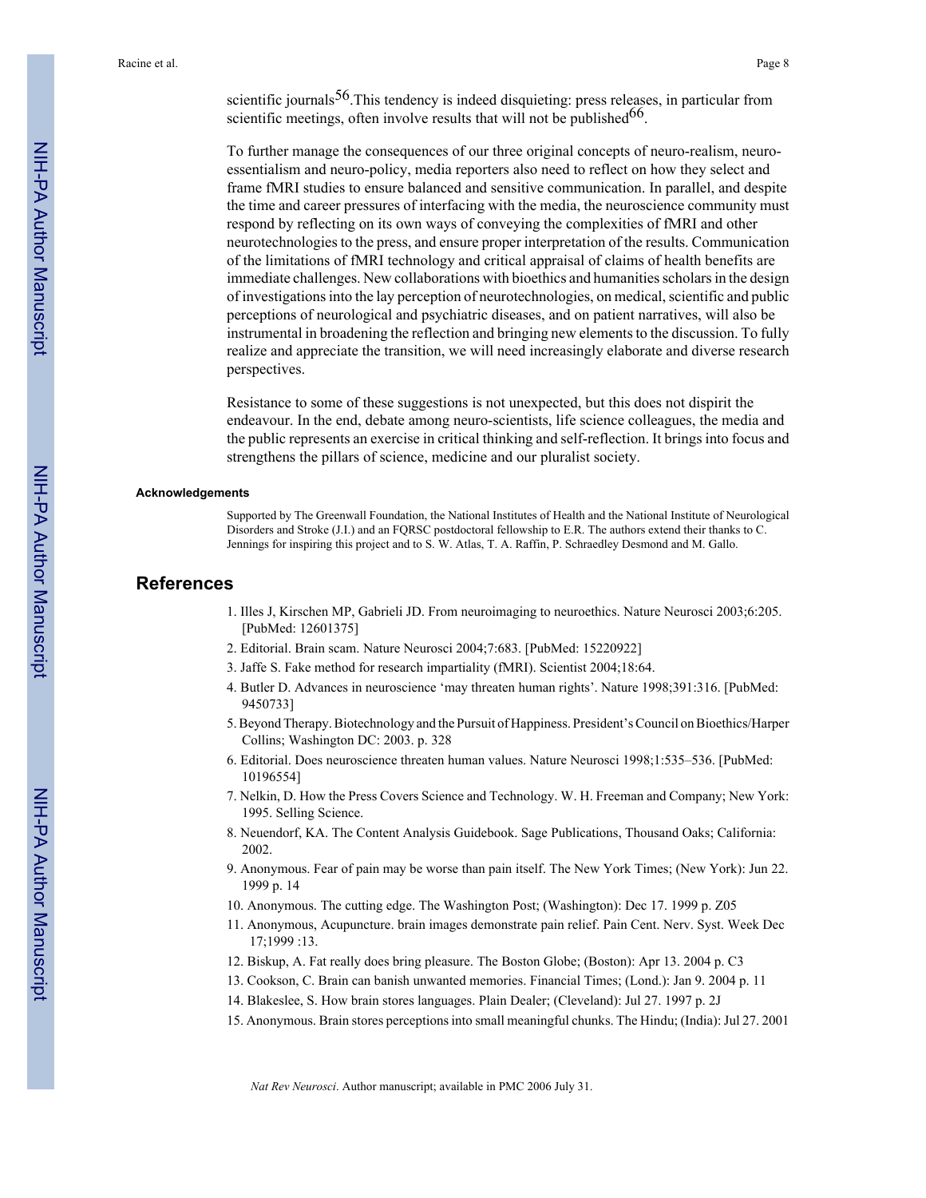scientific journals[56].This tendency is indeed disquieting: press releases, in particular from scientific meetings, often involve results that will not be published[66].

To further manage the consequences of our three original concepts of neuro-realism, neuro-essentialism and neuro-policy, media reporters also need to reflect on how they select and frame fMRI studies to ensure balanced and sensitive communication. In parallel, and despite the time and career pressures of interfacing with the media, the neuroscience community must respond by reflecting on its own ways of conveying the complexities of fMRI and other neurotechnologies to the press, and ensure proper interpretation of the results. Communication of the limitations of fMRI technology and critical appraisal of claims of health benefits are immediate challenges. New collaborations with bioethics and humanities scholars in the design of investigations into the lay perception of neurotechnologies, on medical, scientific and public perceptions of neurological and psychiatric diseases, and on patient narratives, will also be instrumental in broadening the reflection and bringing new elements to the discussion. To fully realize and appreciate the transition, we will need increasingly elaborate and diverse research perspectives.

Resistance to some of these suggestions is not unexpected, but this does not dispirit the endeavour. In the end, debate among neuro-scientists, life science colleagues, the media and the public represents an exercise in critical thinking and self-reflection. It brings into focus and strengthens the pillars of science, medicine and our pluralist society.

#### Acknowledgements

Supported by The Greenwall Foundation, the National Institutes of Health and the National Institute of Neurological Disorders and Stroke (J.I.) and an FQRSC postdoctoral fellowship to E.R. The authors extend their thanks to C. Jennings for inspiring this project and to S. W. Atlas, T. A. Raffin, P. Schraedley Desmond and M. Gallo.

## References

1. Illes J, Kirschen MP, Gabrieli JD. From neuroimaging to neuroethics. Nature Neurosci 2003;6:205. [PubMed: 12601375]
2. Editorial. Brain scam. Nature Neurosci 2004;7:683. [PubMed: 15220922]
3. Jaffe S. Fake method for research impartiality (fMRI). Scientist 2004;18:64.
4. Butler D. Advances in neuroscience 'may threaten human rights'. Nature 1998;391:316. [PubMed: 9450733]
5. Beyond Therapy. Biotechnology and the Pursuit of Happiness. President's Council on Bioethics/Harper Collins; Washington DC: 2003. p. 328
6. Editorial. Does neuroscience threaten human values. Nature Neurosci 1998;1:535–536. [PubMed: 10196554]
7. Nelkin, D. How the Press Covers Science and Technology. W. H. Freeman and Company; New York: 1995. Selling Science.
8. Neuendorf, KA. The Content Analysis Guidebook. Sage Publications, Thousand Oaks; California: 2002.
9. Anonymous. Fear of pain may be worse than pain itself. The New York Times; (New York): Jun 22. 1999 p. 14
10. Anonymous. The cutting edge. The Washington Post; (Washington): Dec 17. 1999 p. Z05
11. Anonymous, Acupuncture. brain images demonstrate pain relief. Pain Cent. Nerv. Syst. Week Dec 17;1999 :13.
12. Biskup, A. Fat really does bring pleasure. The Boston Globe; (Boston): Apr 13. 2004 p. C3
13. Cookson, C. Brain can banish unwanted memories. Financial Times; (Lond.): Jan 9. 2004 p. 11
14. Blakeslee, S. How brain stores languages. Plain Dealer; (Cleveland): Jul 27. 1997 p. 2J
15. Anonymous. Brain stores perceptions into small meaningful chunks. The Hindu; (India): Jul 27. 2001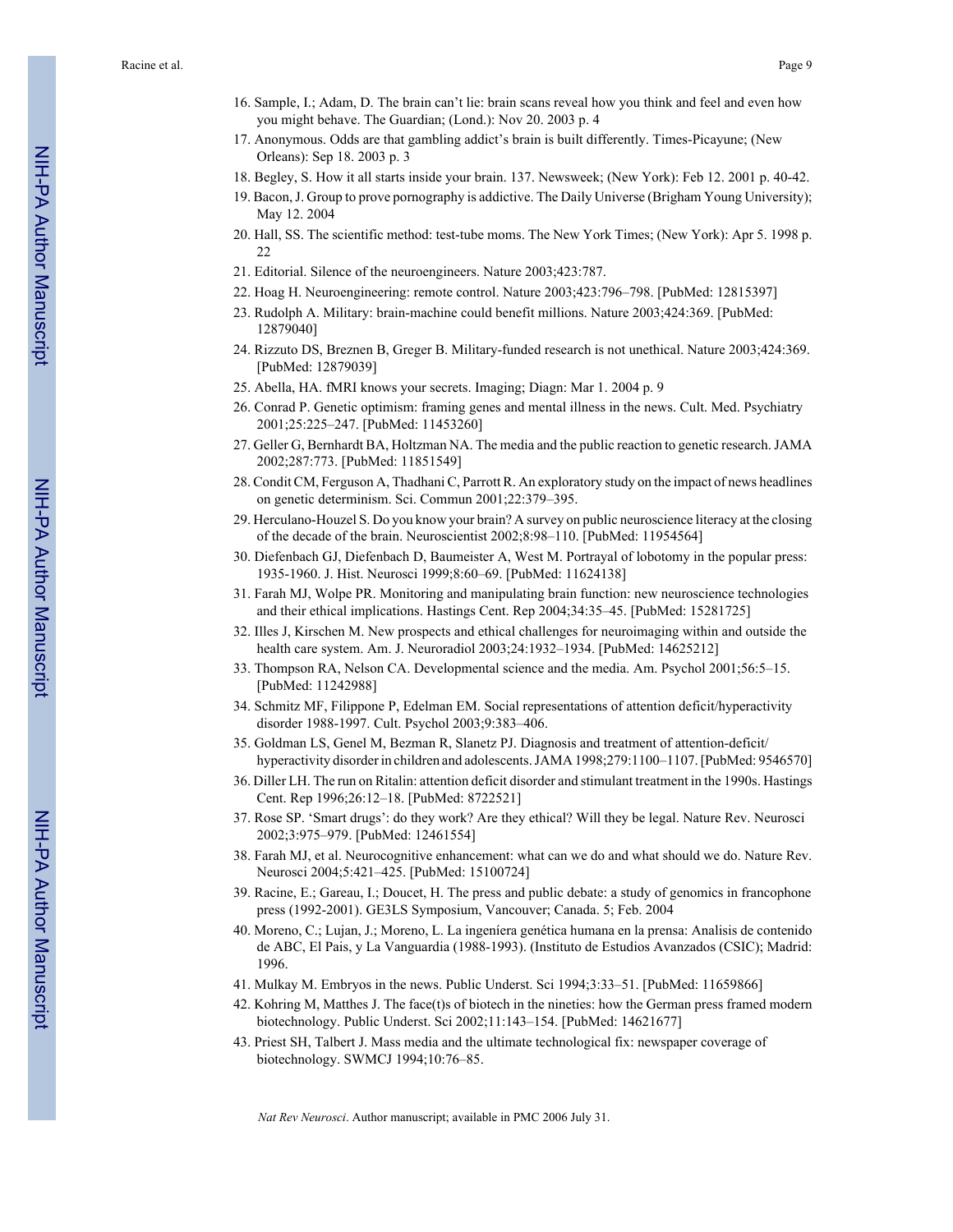16. Sample, I.; Adam, D. The brain can't lie: brain scans reveal how you think and feel and even how you might behave. The Guardian; (Lond.): Nov 20. 2003 p. 4
17. Anonymous. Odds are that gambling addict's brain is built differently. Times-Picayune; (New Orleans): Sep 18. 2003 p. 3
18. Begley, S. How it all starts inside your brain. 137. Newsweek; (New York): Feb 12. 2001 p. 40-42.
19. Bacon, J. Group to prove pornography is addictive. The Daily Universe (Brigham Young University); May 12. 2004
20. Hall, SS. The scientific method: test-tube moms. The New York Times; (New York): Apr 5. 1998 p. 22
21. Editorial. Silence of the neuroengineers. Nature 2003;423:787.
22. Hoag H. Neuroengineering: remote control. Nature 2003;423:796–798. [PubMed: 12815397]
23. Rudolph A. Military: brain-machine could benefit millions. Nature 2003;424:369. [PubMed: 12879040]
24. Rizzuto DS, Breznen B, Greger B. Military-funded research is not unethical. Nature 2003;424:369. [PubMed: 12879039]
25. Abella, HA. fMRI knows your secrets. Imaging; Diagn: Mar 1. 2004 p. 9
26. Conrad P. Genetic optimism: framing genes and mental illness in the news. Cult. Med. Psychiatry 2001;25:225–247. [PubMed: 11453260]
27. Geller G, Bernhardt BA, Holtzman NA. The media and the public reaction to genetic research. JAMA 2002;287:773. [PubMed: 11851549]
28. Condit CM, Ferguson A, Thadhani C, Parrott R. An exploratory study on the impact of news headlines on genetic determinism. Sci. Commun 2001;22:379–395.
29. Herculano-Houzel S. Do you know your brain? A survey on public neuroscience literacy at the closing of the decade of the brain. Neuroscientist 2002;8:98–110. [PubMed: 11954564]
30. Diefenbach GJ, Diefenbach D, Baumeister A, West M. Portrayal of lobotomy in the popular press: 1935-1960. J. Hist. Neurosci 1999;8:60–69. [PubMed: 11624138]
31. Farah MJ, Wolpe PR. Monitoring and manipulating brain function: new neuroscience technologies and their ethical implications. Hastings Cent. Rep 2004;34:35–45. [PubMed: 15281725]
32. Illes J, Kirschen M. New prospects and ethical challenges for neuroimaging within and outside the health care system. Am. J. Neuroradiol 2003;24:1932–1934. [PubMed: 14625212]
33. Thompson RA, Nelson CA. Developmental science and the media. Am. Psychol 2001;56:5–15. [PubMed: 11242988]
34. Schmitz MF, Filippone P, Edelman EM. Social representations of attention deficit/hyperactivity disorder 1988-1997. Cult. Psychol 2003;9:383–406.
35. Goldman LS, Genel M, Bezman R, Slanetz PJ. Diagnosis and treatment of attention-deficit/ hyperactivity disorder in children and adolescents. JAMA 1998;279:1100–1107. [PubMed: 9546570]
36. Diller LH. The run on Ritalin: attention deficit disorder and stimulant treatment in the 1990s. Hastings Cent. Rep 1996;26:12–18. [PubMed: 8722521]
37. Rose SP. 'Smart drugs': do they work? Are they ethical? Will they be legal. Nature Rev. Neurosci 2002;3:975–979. [PubMed: 12461554]
38. Farah MJ, et al. Neurocognitive enhancement: what can we do and what should we do. Nature Rev. Neurosci 2004;5:421–425. [PubMed: 15100724]
39. Racine, E.; Gareau, I.; Doucet, H. The press and public debate: a study of genomics in francophone press (1992-2001). GE3LS Symposium, Vancouver; Canada. 5; Feb. 2004
40. Moreno, C.; Lujan, J.; Moreno, L. La ingeníera genética humana en la prensa: Analisis de contenido de ABC, El Pais, y La Vanguardia (1988-1993). (Instituto de Estudios Avanzados (CSIC); Madrid: 1996.
41. Mulkay M. Embryos in the news. Public Underst. Sci 1994;3:33–51. [PubMed: 11659866]
42. Kohring M, Matthes J. The face(t)s of biotech in the nineties: how the German press framed modern biotechnology. Public Underst. Sci 2002;11:143–154. [PubMed: 14621677]
43. Priest SH, Talbert J. Mass media and the ultimate technological fix: newspaper coverage of biotechnology. SWMCJ 1994;10:76–85.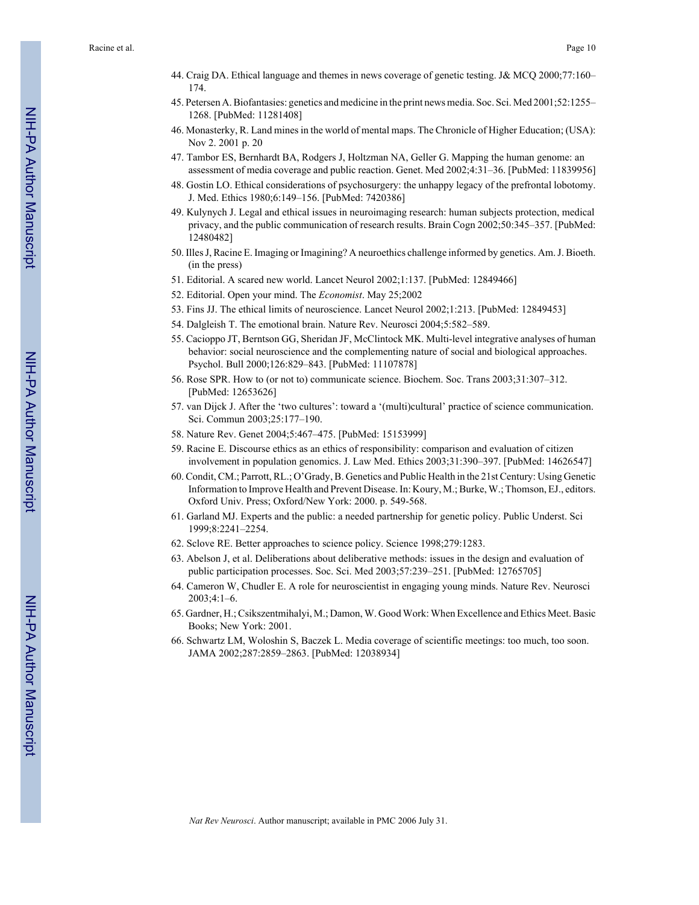44. Craig DA. Ethical language and themes in news coverage of genetic testing. J& MCQ 2000;77:160–174.
45. Petersen A. Biofantasies: genetics and medicine in the print news media. Soc. Sci. Med 2001;52:1255–1268. [PubMed: 11281408]
46. Monasterky, R. Land mines in the world of mental maps. The Chronicle of Higher Education; (USA): Nov 2. 2001 p. 20
47. Tambor ES, Bernhardt BA, Rodgers J, Holtzman NA, Geller G. Mapping the human genome: an assessment of media coverage and public reaction. Genet. Med 2002;4:31–36. [PubMed: 11839956]
48. Gostin LO. Ethical considerations of psychosurgery: the unhappy legacy of the prefrontal lobotomy. J. Med. Ethics 1980;6:149–156. [PubMed: 7420386]
49. Kulynych J. Legal and ethical issues in neuroimaging research: human subjects protection, medical privacy, and the public communication of research results. Brain Cogn 2002;50:345–357. [PubMed: 12480482]
50. Illes J, Racine E. Imaging or Imagining? A neuroethics challenge informed by genetics. Am. J. Bioeth. (in the press)
51. Editorial. A scared new world. Lancet Neurol 2002;1:137. [PubMed: 12849466]
52. Editorial. Open your mind. The *Economist*. May 25;2002
53. Fins JJ. The ethical limits of neuroscience. Lancet Neurol 2002;1:213. [PubMed: 12849453]
54. Dalgleish T. The emotional brain. Nature Rev. Neurosci 2004;5:582–589.
55. Cacioppo JT, Berntson GG, Sheridan JF, McClintock MK. Multi-level integrative analyses of human behavior: social neuroscience and the complementing nature of social and biological approaches. Psychol. Bull 2000;126:829–843. [PubMed: 11107878]
56. Rose SPR. How to (or not to) communicate science. Biochem. Soc. Trans 2003;31:307–312. [PubMed: 12653626]
57. van Dijck J. After the 'two cultures': toward a '(multi)cultural' practice of science communication. Sci. Commun 2003;25:177–190.
58. Nature Rev. Genet 2004;5:467–475. [PubMed: 15153999]
59. Racine E. Discourse ethics as an ethics of responsibility: comparison and evaluation of citizen involvement in population genomics. J. Law Med. Ethics 2003;31:390–397. [PubMed: 14626547]
60. Condit, CM.; Parrott, RL.; O'Grady, B. Genetics and Public Health in the 21st Century: Using Genetic Information to Improve Health and Prevent Disease. In: Koury, M.; Burke, W.; Thomson, EJ., editors. Oxford Univ. Press; Oxford/New York: 2000. p. 549-568.
61. Garland MJ. Experts and the public: a needed partnership for genetic policy. Public Underst. Sci 1999;8:2241–2254.
62. Sclove RE. Better approaches to science policy. Science 1998;279:1283.
63. Abelson J, et al. Deliberations about deliberative methods: issues in the design and evaluation of public participation processes. Soc. Sci. Med 2003;57:239–251. [PubMed: 12765705]
64. Cameron W, Chudler E. A role for neuroscientist in engaging young minds. Nature Rev. Neurosci 2003;4:1–6.
65. Gardner, H.; Csikszentmihalyi, M.; Damon, W. Good Work: When Excellence and Ethics Meet. Basic Books; New York: 2001.
66. Schwartz LM, Woloshin S, Baczek L. Media coverage of scientific meetings: too much, too soon. JAMA 2002;287:2859–2863. [PubMed: 12038934]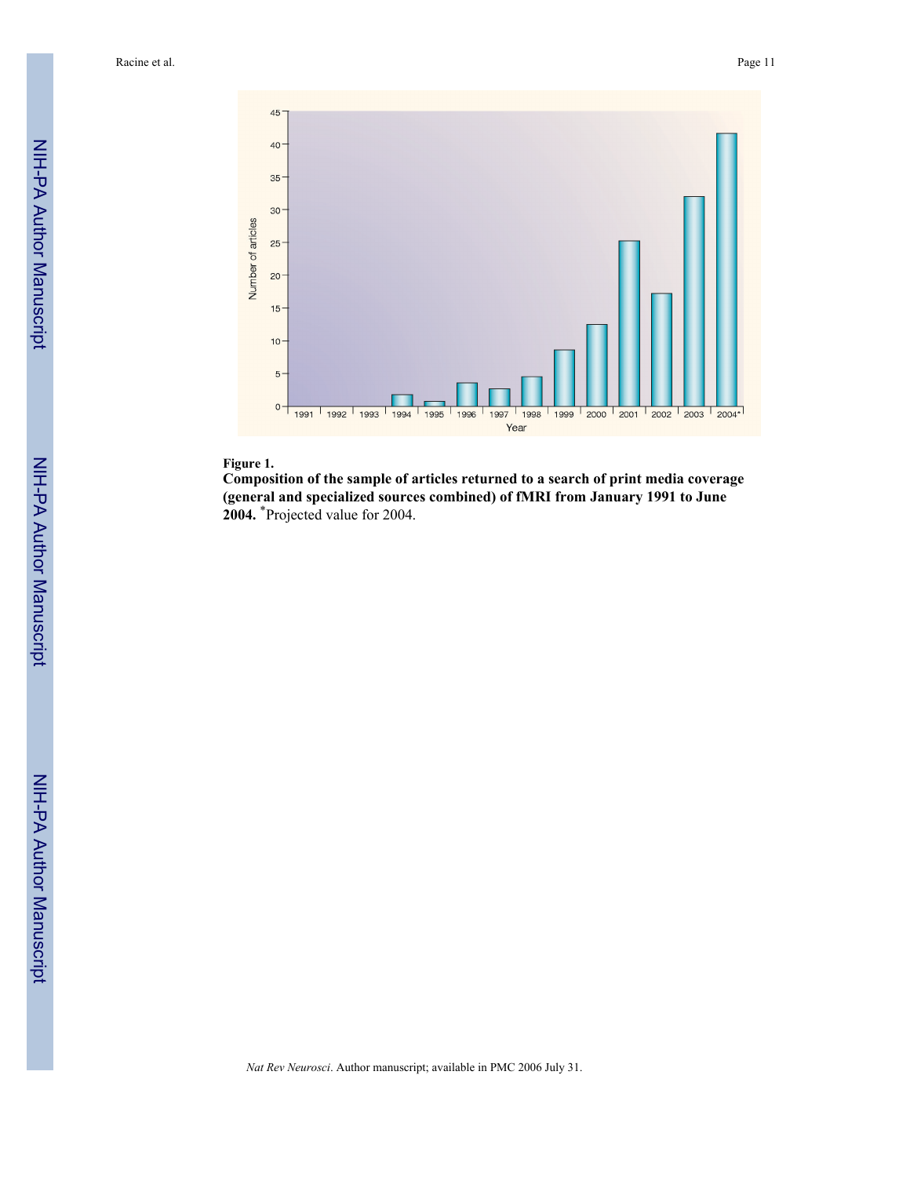**Figure 1.**

**Composition of the sample of articles returned to a search of print media coverage (general and specialized sources combined) of fMRI from January 1991 to June 2004.** *Projected value for 2004.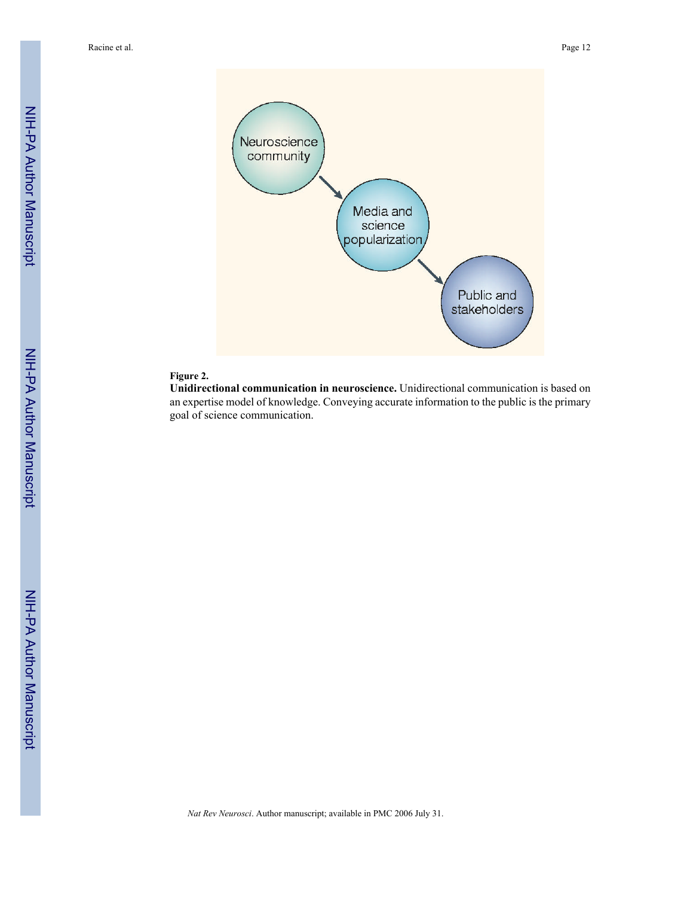**Figure 2.**

**Unidirectional communication in neuroscience.** Unidirectional communication is based on an expertise model of knowledge. Conveying accurate information to the public is the primary goal of science communication.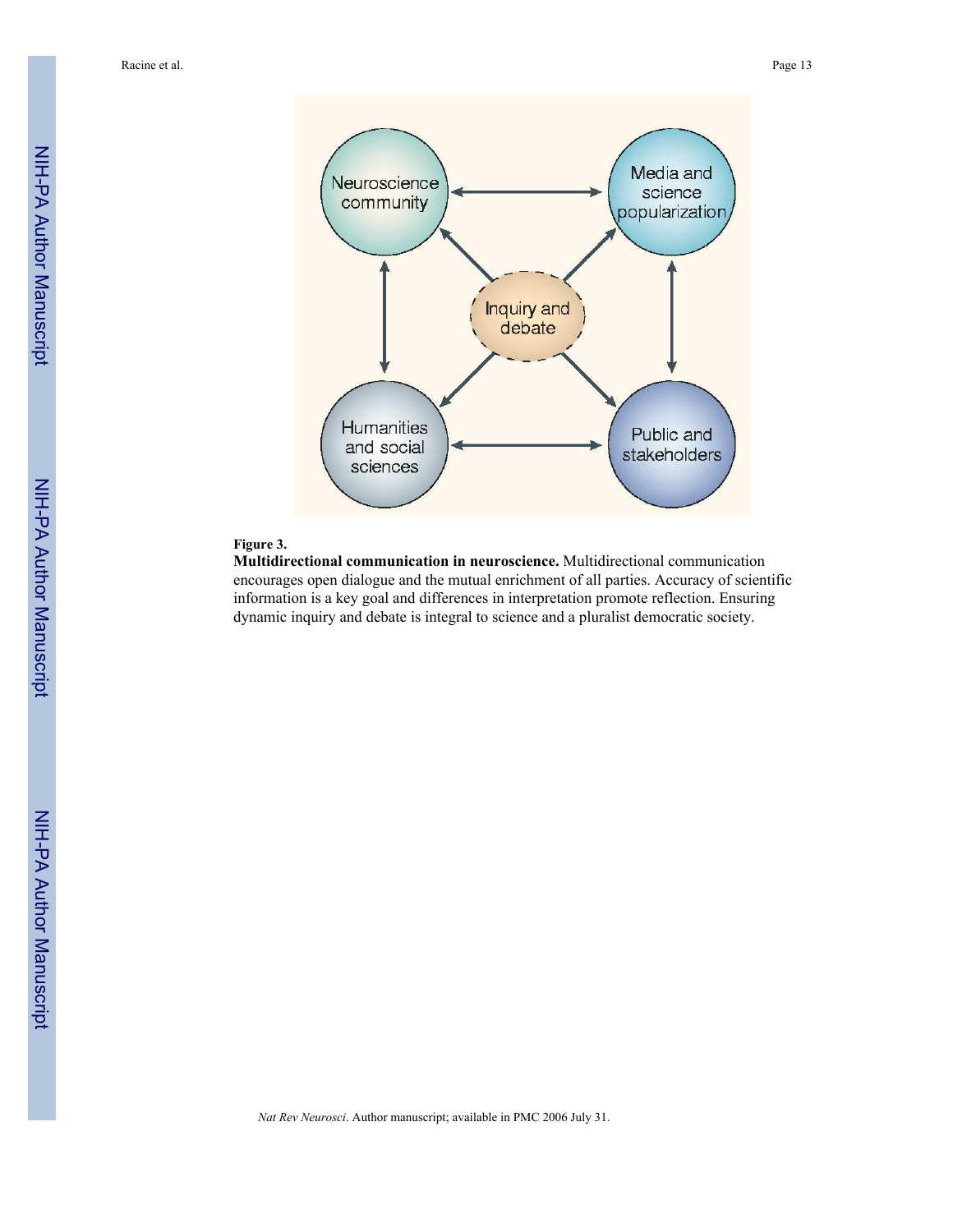**Figure 3.**

**Multidirectional communication in neuroscience.** Multidirectional communication encourages open dialogue and the mutual enrichment of all parties. Accuracy of scientific information is a key goal and differences in interpretation promote reflection. Ensuring dynamic inquiry and debate is integral to science and a pluralist democratic society.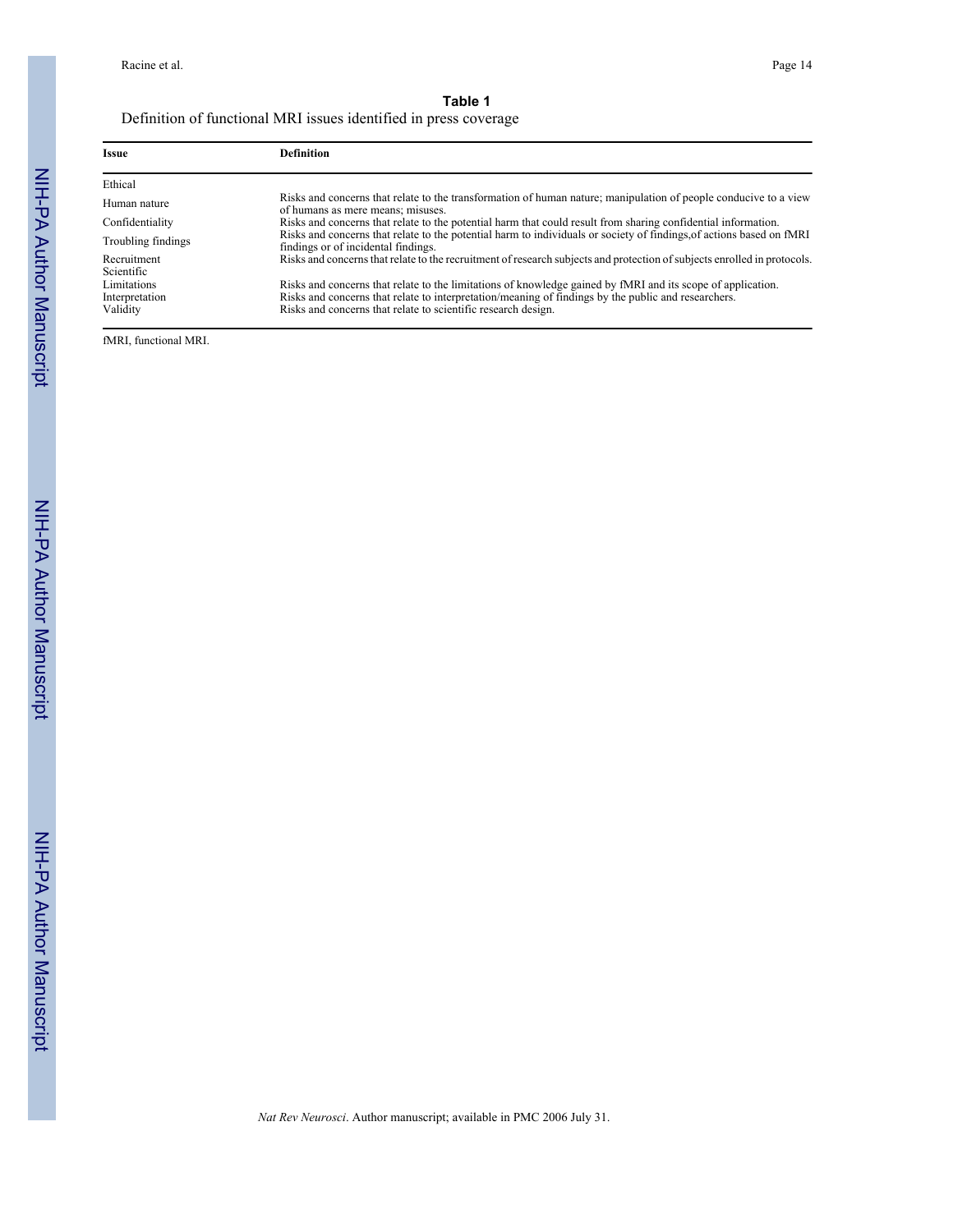**Table 1**

Definition of functional MRI issues identified in press coverage

| Issue | Definition |
|---|---|
| Ethical | |
| Human nature | Risks and concerns that relate to the transformation of human nature; manipulation of people conducive to a view of humans as mere means; misuses. |
| Confidentiality | Risks and concerns that relate to the potential harm that could result from sharing confidential information. |
| Troubling findings | Risks and concerns that relate to the potential harm to individuals or society of findings,of actions based on fMRI findings or of incidental findings. |
| Recruitment | Risks and concerns that relate to the recruitment of research subjects and protection of subjects enrolled in protocols. |
| Scientific | |
| Limitations | Risks and concerns that relate to the limitations of knowledge gained by fMRI and its scope of application. |
| Interpretation | Risks and concerns that relate to interpretation/meaning of findings by the public and researchers. |
| Validity | Risks and concerns that relate to scientific research design. |

fMRI, functional MRI.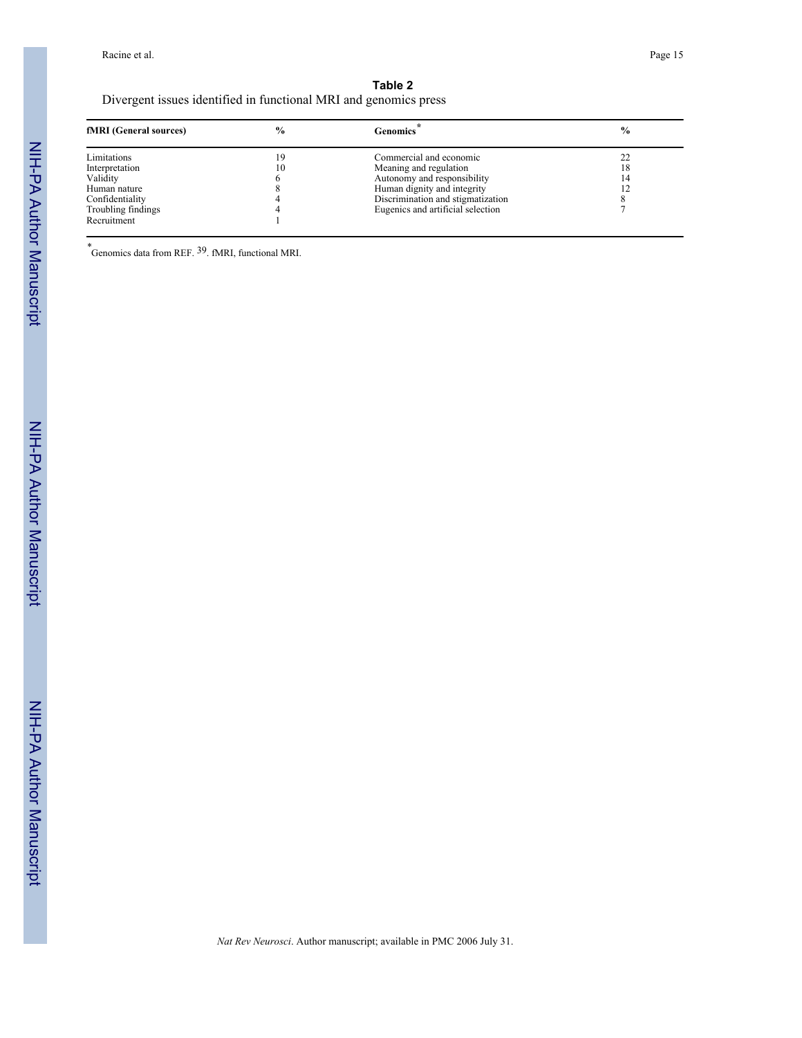**Table 2**

Divergent issues identified in functional MRI and genomics press

| fMRI (General sources) | % | Genomics* | % |
|---|---|---|---|
| Limitations | 19 | Commercial and economic | 22 |
| Interpretation | 10 | Meaning and regulation | 18 |
| Validity | 6 | Autonomy and responsibility | 14 |
| Human nature | 8 | Human dignity and integrity | 12 |
| Confidentiality | 4 | Discrimination and stigmatization | 8 |
| Troubling findings | 4 | Eugenics and artificial selection | 7 |
| Recruitment | 1 | | |

*Genomics data from REF. 39. fMRI, functional MRI.